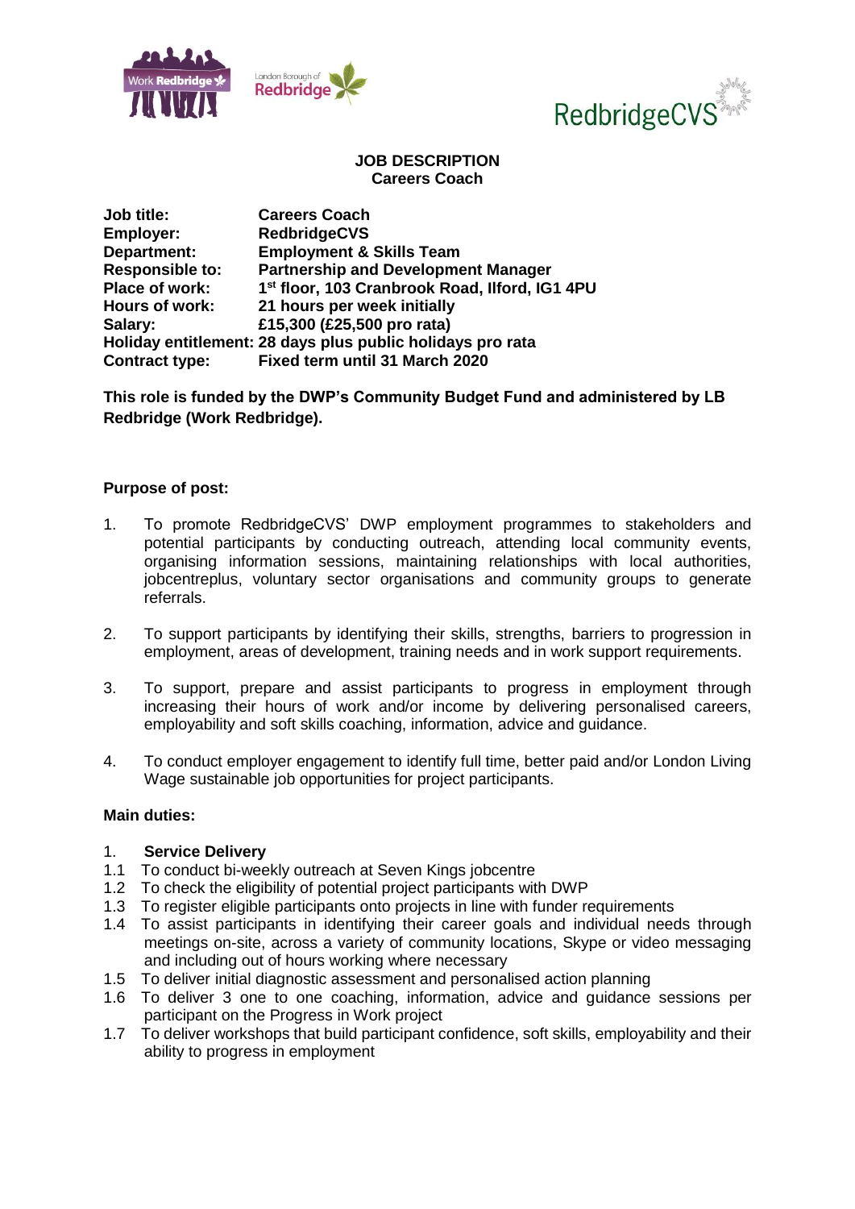**JOB DESCRIPTION**
**Careers Coach**

**Job title:** **Careers Coach**
**Employer:** **RedbridgeCVS**
**Department:** **Employment & Skills Team**
**Responsible to:** **Partnership and Development Manager**
**Place of work:** **1st floor, 103 Cranbrook Road, Ilford, IG1 4PU**
**Hours of work:** **21 hours per week initially**
**Salary:** **£15,300 (£25,500 pro rata)**
**Holiday entitlement: 28 days plus public holidays pro rata**
**Contract type:** **Fixed term until 31 March 2020**

**This role is funded by the DWP's Community Budget Fund and administered by LB Redbridge (Work Redbridge).**

**Purpose of post:**

1. To promote RedbridgeCVS' DWP employment programmes to stakeholders and potential participants by conducting outreach, attending local community events, organising information sessions, maintaining relationships with local authorities, jobcentreplus, voluntary sector organisations and community groups to generate referrals.

2. To support participants by identifying their skills, strengths, barriers to progression in employment, areas of development, training needs and in work support requirements.

3. To support, prepare and assist participants to progress in employment through increasing their hours of work and/or income by delivering personalised careers, employability and soft skills coaching, information, advice and guidance.

4. To conduct employer engagement to identify full time, better paid and/or London Living Wage sustainable job opportunities for project participants.

**Main duties:**

1. **Service Delivery**
1.1 To conduct bi-weekly outreach at Seven Kings jobcentre
1.2 To check the eligibility of potential project participants with DWP
1.3 To register eligible participants onto projects in line with funder requirements
1.4 To assist participants in identifying their career goals and individual needs through meetings on-site, across a variety of community locations, Skype or video messaging and including out of hours working where necessary
1.5 To deliver initial diagnostic assessment and personalised action planning
1.6 To deliver 3 one to one coaching, information, advice and guidance sessions per participant on the Progress in Work project
1.7 To deliver workshops that build participant confidence, soft skills, employability and their ability to progress in employment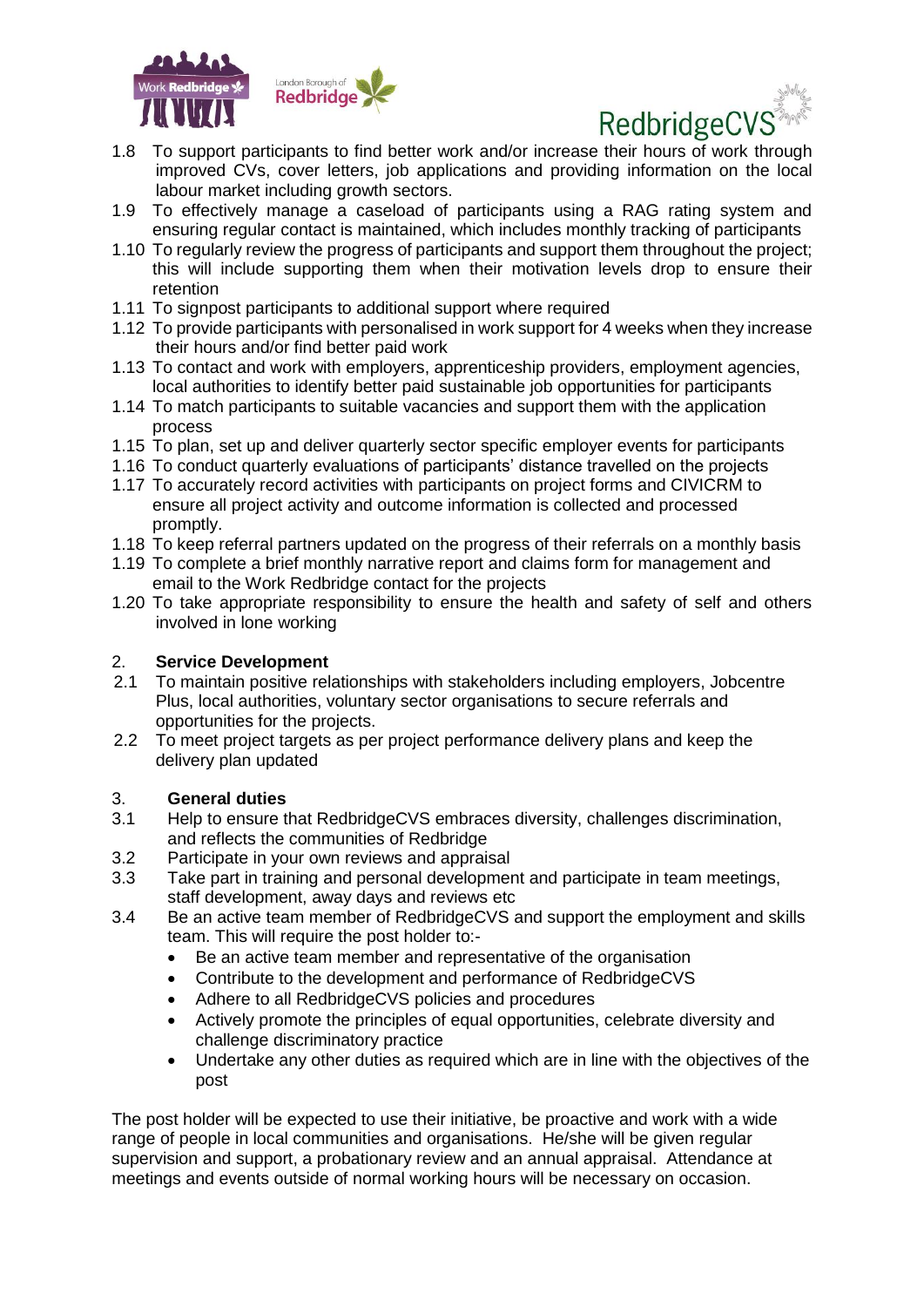1.8 To support participants to find better work and/or increase their hours of work through improved CVs, cover letters, job applications and providing information on the local labour market including growth sectors.

1.9 To effectively manage a caseload of participants using a RAG rating system and ensuring regular contact is maintained, which includes monthly tracking of participants

1.10 To regularly review the progress of participants and support them throughout the project; this will include supporting them when their motivation levels drop to ensure their retention

1.11 To signpost participants to additional support where required

1.12 To provide participants with personalised in work support for 4 weeks when they increase their hours and/or find better paid work

1.13 To contact and work with employers, apprenticeship providers, employment agencies, local authorities to identify better paid sustainable job opportunities for participants

1.14 To match participants to suitable vacancies and support them with the application process

1.15 To plan, set up and deliver quarterly sector specific employer events for participants

1.16 To conduct quarterly evaluations of participants' distance travelled on the projects

1.17 To accurately record activities with participants on project forms and CIVICRM to ensure all project activity and outcome information is collected and processed promptly.

1.18 To keep referral partners updated on the progress of their referrals on a monthly basis

1.19 To complete a brief monthly narrative report and claims form for management and email to the Work Redbridge contact for the projects

1.20 To take appropriate responsibility to ensure the health and safety of self and others involved in lone working

## 2. Service Development

2.1 To maintain positive relationships with stakeholders including employers, Jobcentre Plus, local authorities, voluntary sector organisations to secure referrals and opportunities for the projects.

2.2 To meet project targets as per project performance delivery plans and keep the delivery plan updated

## 3. General duties

3.1 Help to ensure that RedbridgeCVS embraces diversity, challenges discrimination, and reflects the communities of Redbridge

3.2 Participate in your own reviews and appraisal

3.3 Take part in training and personal development and participate in team meetings, staff development, away days and reviews etc

3.4 Be an active team member of RedbridgeCVS and support the employment and skills team. This will require the post holder to:-

- Be an active team member and representative of the organisation
- Contribute to the development and performance of RedbridgeCVS
- Adhere to all RedbridgeCVS policies and procedures
- Actively promote the principles of equal opportunities, celebrate diversity and challenge discriminatory practice
- Undertake any other duties as required which are in line with the objectives of the post

The post holder will be expected to use their initiative, be proactive and work with a wide range of people in local communities and organisations. He/she will be given regular supervision and support, a probationary review and an annual appraisal. Attendance at meetings and events outside of normal working hours will be necessary on occasion.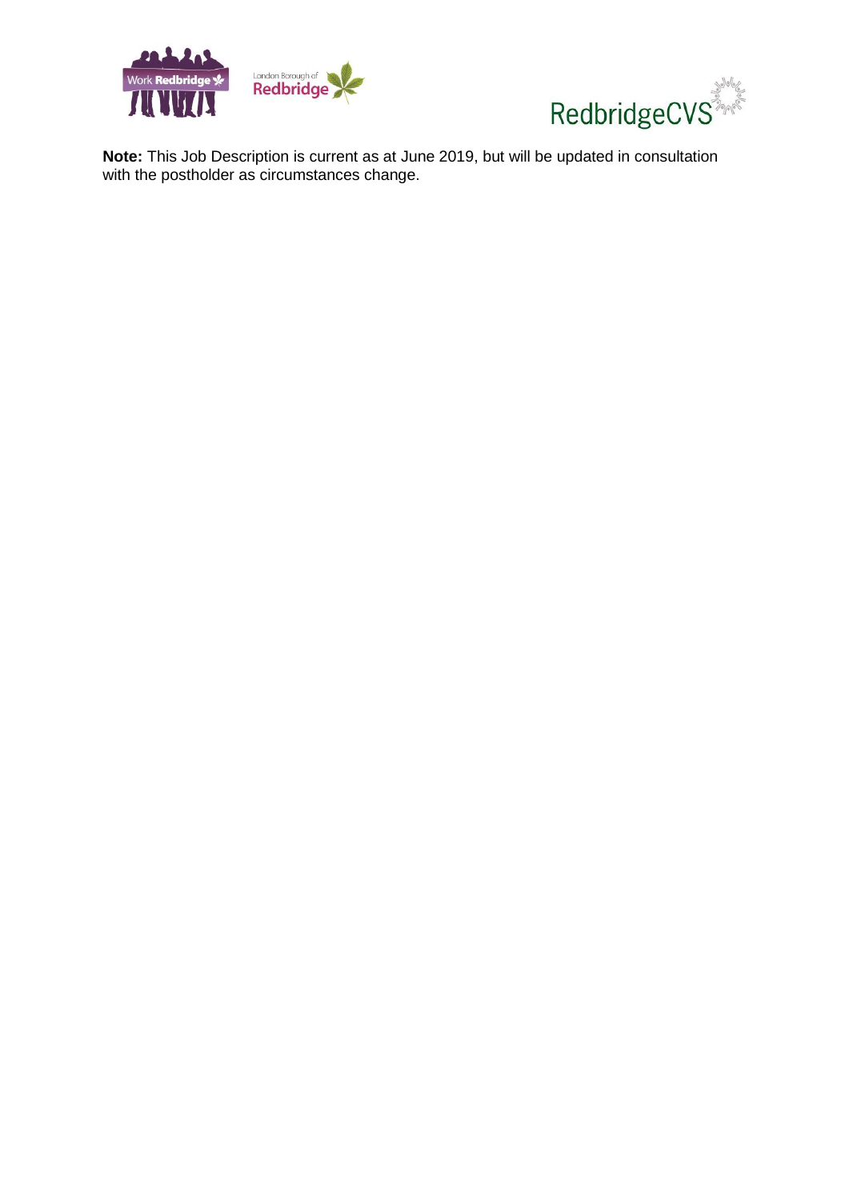**Note:** This Job Description is current as at June 2019, but will be updated in consultation with the postholder as circumstances change.